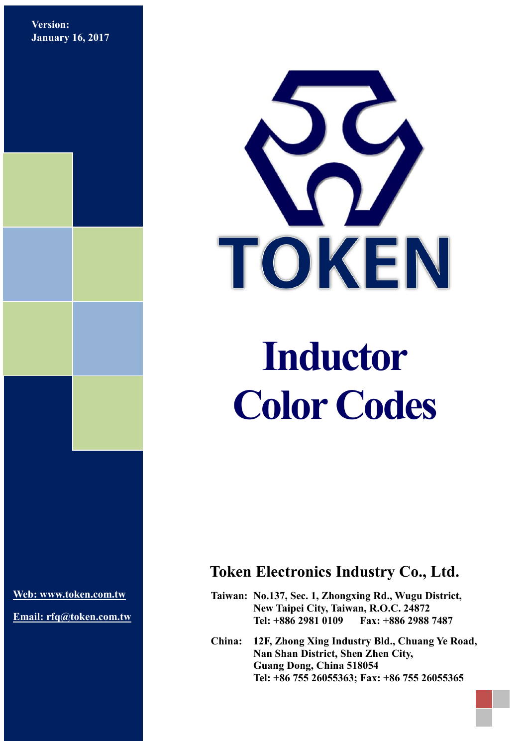Version:
January 16, 2017

TOKEN

# Inductor Color Codes

## Token Electronics Industry Co., Ltd.

**Taiwan:** No.137, Sec. 1, Zhongxing Rd., Wugu District,
New Taipei City, Taiwan, R.O.C. 24872
Tel: +886 2981 0109    Fax: +886 2988 7487

**China:** 12F, Zhong Xing Industry Bld., Chuang Ye Road,
Nan Shan District, Shen Zhen City,
Guang Dong, China 518054
Tel: +86 755 26055363; Fax: +86 755 26055365

Web: www.token.com.tw

Email: rfq@token.com.tw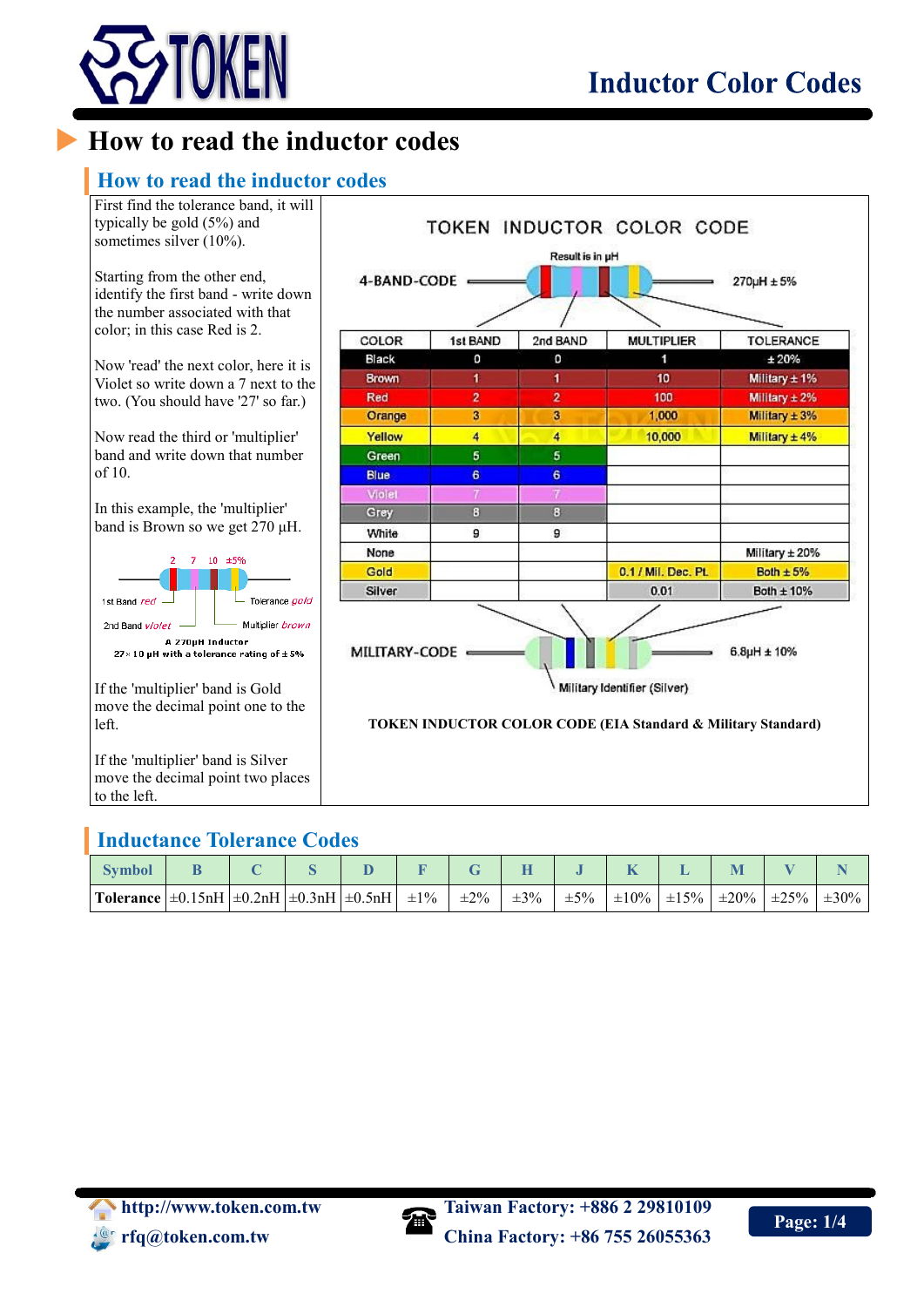# How to read the inductor codes

## How to read the inductor codes

First find the tolerance band, it will typically be gold (5%) and sometimes silver (10%).

Starting from the other end, identify the first band - write down the number associated with that color; in this case Red is 2.

Now 'read' the next color, here it is Violet so write down a 7 next to the two. (You should have '27' so far.)

Now read the third or 'multiplier' band and write down that number of 10.

In this example, the 'multiplier' band is Brown so we get 270 µH.

2 7 10 ±5%

1st Band *red* — Tolerance *gold*

2nd Band *violet* — Multiplier *brown*

A 270µH Inductor
27× 10 µH with a tolerance rating of ± 5%

If the 'multiplier' band is Gold move the decimal point one to the left.

If the 'multiplier' band is Silver move the decimal point two places to the left.

TOKEN INDUCTOR COLOR CODE

4-BAND-CODE — Result is in µH — 270µH ± 5%

| COLOR | 1st BAND | 2nd BAND | MULTIPLIER | TOLERANCE |
|---|---|---|---|---|
| Black | 0 | 0 | 1 | ± 20% |
| Brown | 1 | 1 | 10 | Military ± 1% |
| Red | 2 | 2 | 100 | Military ± 2% |
| Orange | 3 | 3 | 1,000 | Military ± 3% |
| Yellow | 4 | 4 | 10,000 | Military ± 4% |
| Green | 5 | 5 | | |
| Blue | 6 | 6 | | |
| Violet | 7 | 7 | | |
| Grey | 8 | 8 | | |
| White | 9 | 9 | | |
| None | | | | Military ± 20% |
| Gold | | | 0.1 / Mil. Dec. Pt. | Both ± 5% |
| Silver | | | 0.01 | Both ± 10% |

MILITARY-CODE — 6.8µH ± 10% — Military Identifier (Silver)

**TOKEN INDUCTOR COLOR CODE (EIA Standard & Military Standard)**

## Inductance Tolerance Codes

| Symbol | B | C | S | D | F | G | H | J | K | L | M | V | N |
|---|---|---|---|---|---|---|---|---|---|---|---|---|---|
| Tolerance | ±0.15nH | ±0.2nH | ±0.3nH | ±0.5nH | ±1% | ±2% | ±3% | ±5% | ±10% | ±15% | ±20% | ±25% | ±30% |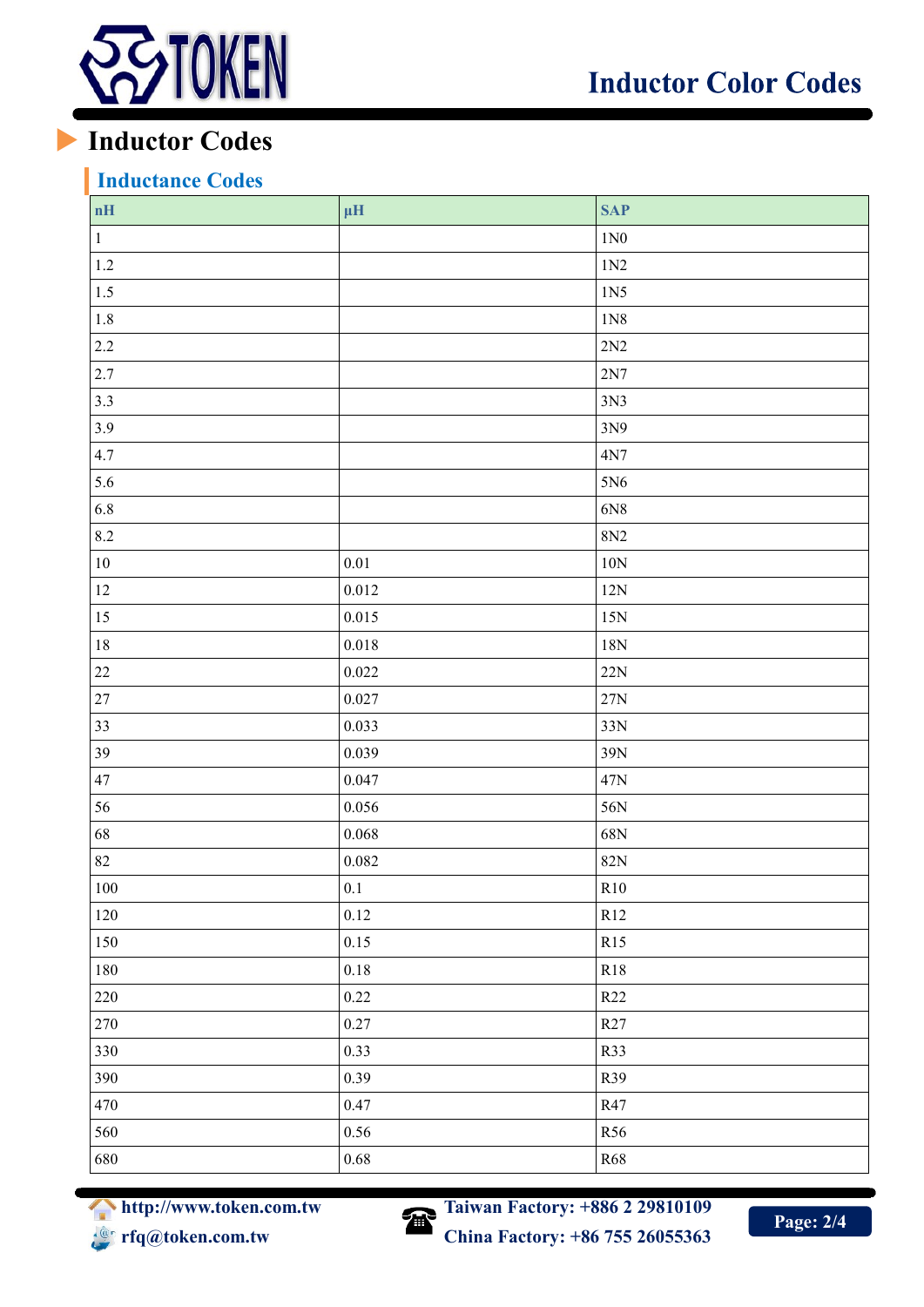## Inductor Codes

### Inductance Codes

| nH | µH | SAP |
|---|---|---|
| 1 | | 1N0 |
| 1.2 | | 1N2 |
| 1.5 | | 1N5 |
| 1.8 | | 1N8 |
| 2.2 | | 2N2 |
| 2.7 | | 2N7 |
| 3.3 | | 3N3 |
| 3.9 | | 3N9 |
| 4.7 | | 4N7 |
| 5.6 | | 5N6 |
| 6.8 | | 6N8 |
| 8.2 | | 8N2 |
| 10 | 0.01 | 10N |
| 12 | 0.012 | 12N |
| 15 | 0.015 | 15N |
| 18 | 0.018 | 18N |
| 22 | 0.022 | 22N |
| 27 | 0.027 | 27N |
| 33 | 0.033 | 33N |
| 39 | 0.039 | 39N |
| 47 | 0.047 | 47N |
| 56 | 0.056 | 56N |
| 68 | 0.068 | 68N |
| 82 | 0.082 | 82N |
| 100 | 0.1 | R10 |
| 120 | 0.12 | R12 |
| 150 | 0.15 | R15 |
| 180 | 0.18 | R18 |
| 220 | 0.22 | R22 |
| 270 | 0.27 | R27 |
| 330 | 0.33 | R33 |
| 390 | 0.39 | R39 |
| 470 | 0.47 | R47 |
| 560 | 0.56 | R56 |
| 680 | 0.68 | R68 |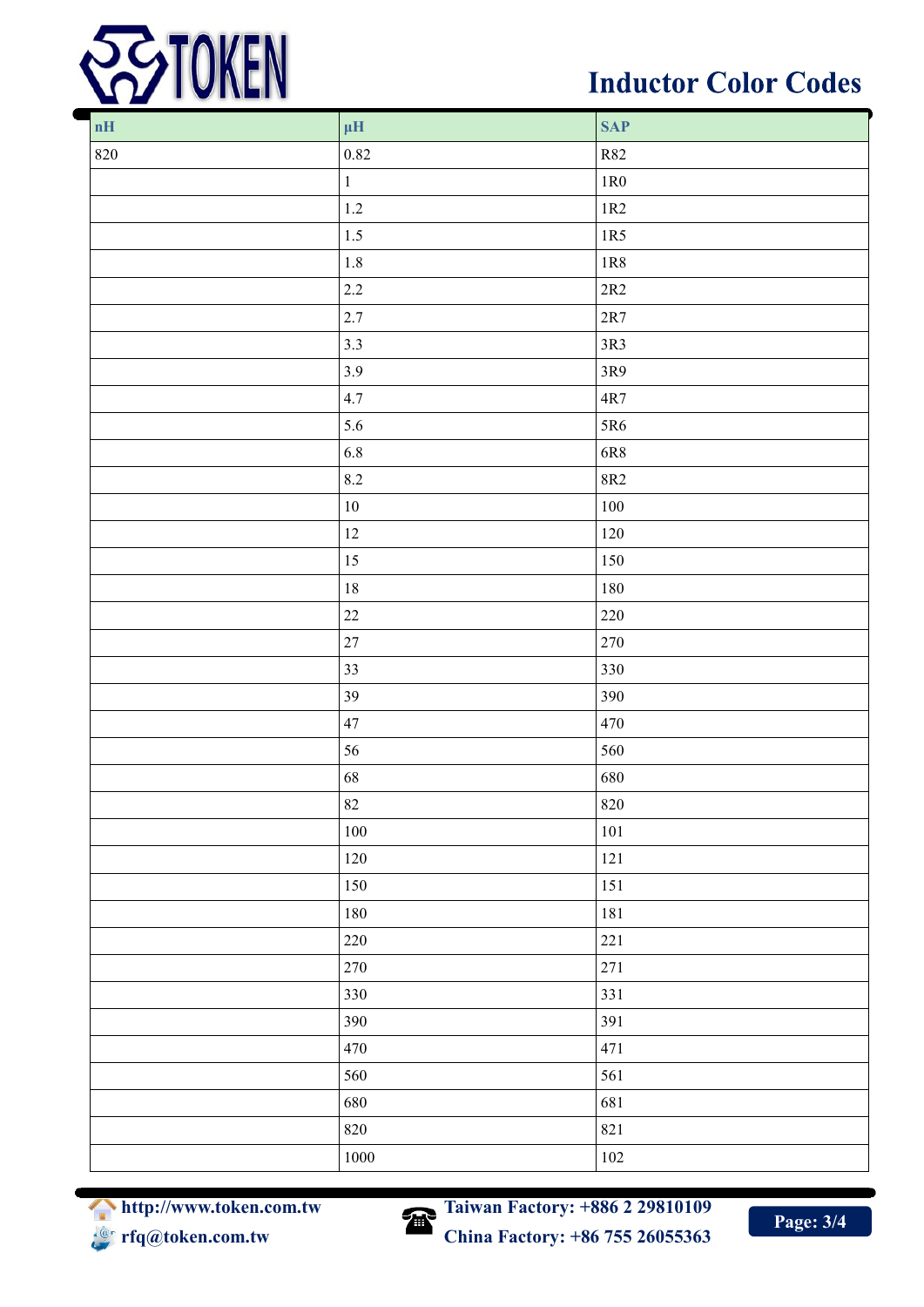# Inductor Color Codes

| nH | µH | SAP |
|---|---|---|
| 820 | 0.82 | R82 |
| | 1 | 1R0 |
| | 1.2 | 1R2 |
| | 1.5 | 1R5 |
| | 1.8 | 1R8 |
| | 2.2 | 2R2 |
| | 2.7 | 2R7 |
| | 3.3 | 3R3 |
| | 3.9 | 3R9 |
| | 4.7 | 4R7 |
| | 5.6 | 5R6 |
| | 6.8 | 6R8 |
| | 8.2 | 8R2 |
| | 10 | 100 |
| | 12 | 120 |
| | 15 | 150 |
| | 18 | 180 |
| | 22 | 220 |
| | 27 | 270 |
| | 33 | 330 |
| | 39 | 390 |
| | 47 | 470 |
| | 56 | 560 |
| | 68 | 680 |
| | 82 | 820 |
| | 100 | 101 |
| | 120 | 121 |
| | 150 | 151 |
| | 180 | 181 |
| | 220 | 221 |
| | 270 | 271 |
| | 330 | 331 |
| | 390 | 391 |
| | 470 | 471 |
| | 560 | 561 |
| | 680 | 681 |
| | 820 | 821 |
| | 1000 | 102 |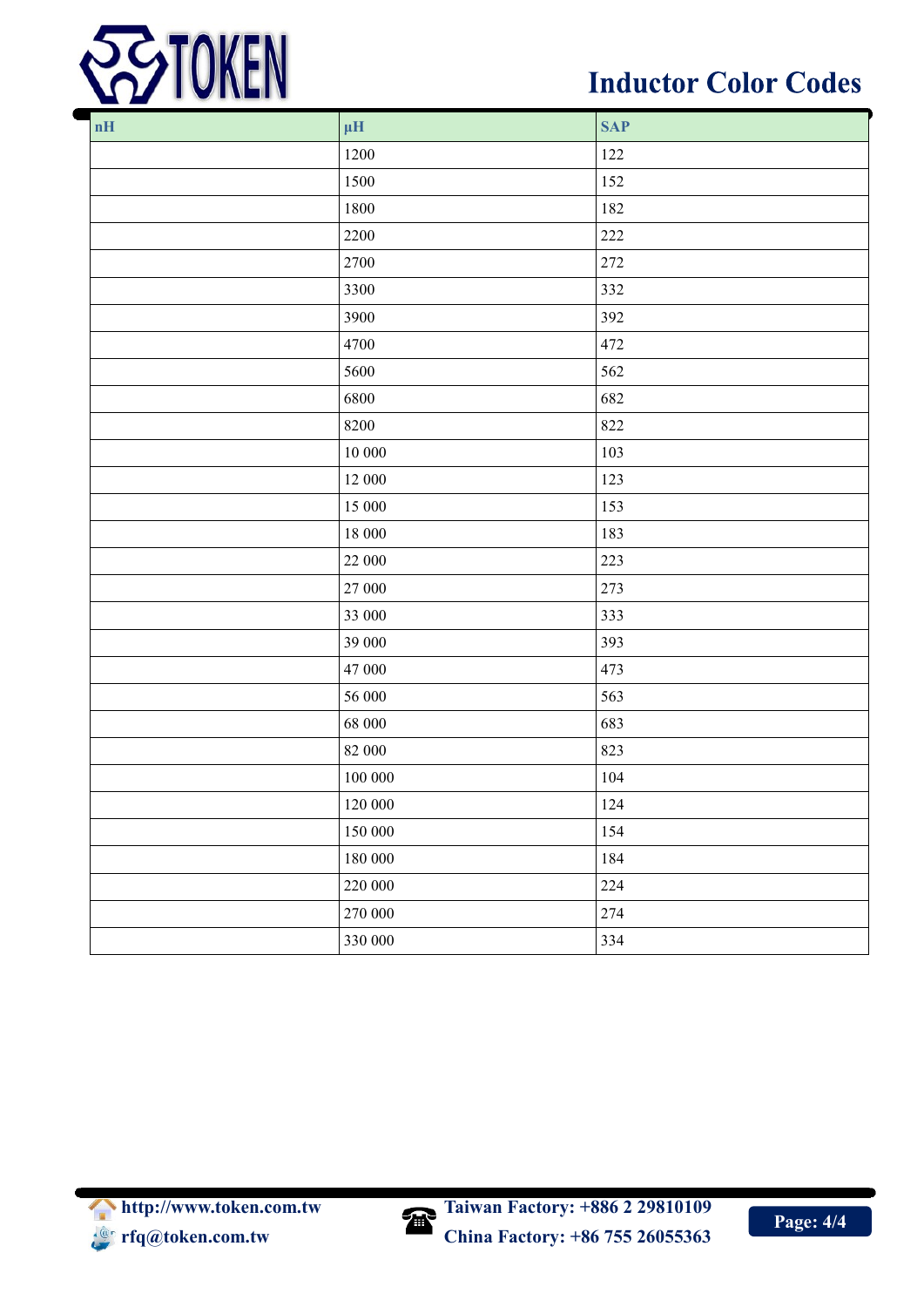| nH | µH | SAP |
|---|---|---|
| | 1200 | 122 |
| | 1500 | 152 |
| | 1800 | 182 |
| | 2200 | 222 |
| | 2700 | 272 |
| | 3300 | 332 |
| | 3900 | 392 |
| | 4700 | 472 |
| | 5600 | 562 |
| | 6800 | 682 |
| | 8200 | 822 |
| | 10 000 | 103 |
| | 12 000 | 123 |
| | 15 000 | 153 |
| | 18 000 | 183 |
| | 22 000 | 223 |
| | 27 000 | 273 |
| | 33 000 | 333 |
| | 39 000 | 393 |
| | 47 000 | 473 |
| | 56 000 | 563 |
| | 68 000 | 683 |
| | 82 000 | 823 |
| | 100 000 | 104 |
| | 120 000 | 124 |
| | 150 000 | 154 |
| | 180 000 | 184 |
| | 220 000 | 224 |
| | 270 000 | 274 |
| | 330 000 | 334 |